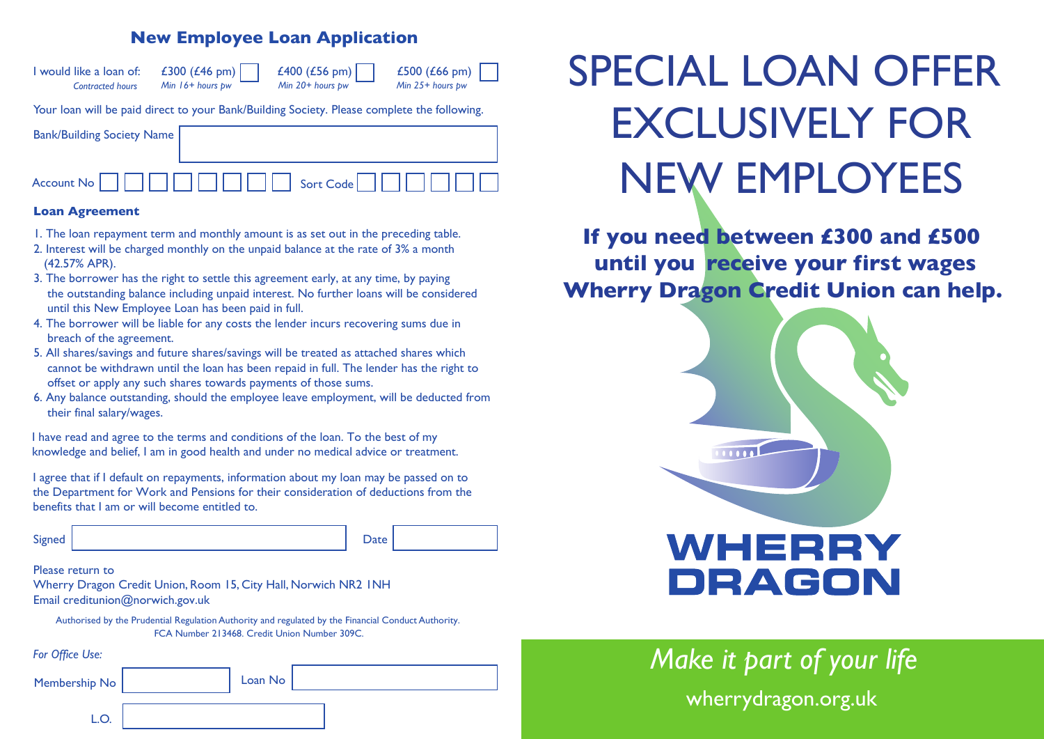## New Employee Loan Application

| I would like a loan of: *Contracted hours* | £300 (£46 pm) *Min 16+ hours pw* ☐ | £400 (£56 pm) *Min 20+ hours pw* ☐ | £500 (£66 pm) *Min 25+ hours pw* ☐ |
|---|---|---|---|

Your loan will be paid direct to your Bank/Building Society. Please complete the following.

Bank/Building Society Name ____________________

Account No ☐☐☐☐☐☐☐☐ Sort Code ☐☐☐☐☐☐

### Loan Agreement

1. The loan repayment term and monthly amount is as set out in the preceding table.
2. Interest will be charged monthly on the unpaid balance at the rate of 3% a month (42.57% APR).
3. The borrower has the right to settle this agreement early, at any time, by paying the outstanding balance including unpaid interest. No further loans will be considered until this New Employee Loan has been paid in full.
4. The borrower will be liable for any costs the lender incurs recovering sums due in breach of the agreement.
5. All shares/savings and future shares/savings will be treated as attached shares which cannot be withdrawn until the loan has been repaid in full. The lender has the right to offset or apply any such shares towards payments of those sums.
6. Any balance outstanding, should the employee leave employment, will be deducted from their final salary/wages.

I have read and agree to the terms and conditions of the loan. To the best of my knowledge and belief, I am in good health and under no medical advice or treatment.

I agree that if I default on repayments, information about my loan may be passed on to the Department for Work and Pensions for their consideration of deductions from the benefits that I am or will become entitled to.

Signed ____________________ Date __________

Please return to
Wherry Dragon Credit Union, Room 15, City Hall, Norwich NR2 1NH
Email creditunion@norwich.gov.uk

Authorised by the Prudential Regulation Authority and regulated by the Financial Conduct Authority.
FCA Number 213468. Credit Union Number 309C.

*For Office Use:*

Membership No __________ Loan No __________

L.O. __________

# SPECIAL LOAN OFFER EXCLUSIVELY FOR NEW EMPLOYEES

**If you need between £300 and £500 until you receive your first wages Wherry Dragon Credit Union can help.**

**WHERRY DRAGON**

*Make it part of your life*

wherrydragon.org.uk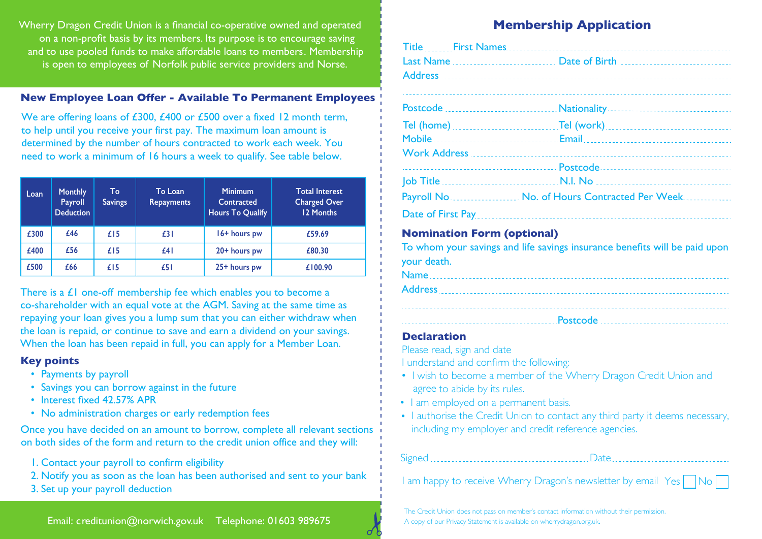Wherry Dragon Credit Union is a financial co-operative owned and operated on a non-profit basis by its members. Its purpose is to encourage saving and to use pooled funds to make affordable loans to members. Membership is open to employees of Norfolk public service providers and Norse.

## New Employee Loan Offer - Available To Permanent Employees

We are offering loans of £300, £400 or £500 over a fixed 12 month term, to help until you receive your first pay. The maximum loan amount is determined by the number of hours contracted to work each week. You need to work a minimum of 16 hours a week to qualify. See table below.

| Loan | Monthly Payroll Deduction | To Savings | To Loan Repayments | Minimum Contracted Hours To Qualify | Total Interest Charged Over 12 Months |
|---|---|---|---|---|---|
| £300 | £46 | £15 | £31 | 16+ hours pw | £59.69 |
| £400 | £56 | £15 | £41 | 20+ hours pw | £80.30 |
| £500 | £66 | £15 | £51 | 25+ hours pw | £100.90 |

There is a £1 one-off membership fee which enables you to become a co-shareholder with an equal vote at the AGM. Saving at the same time as repaying your loan gives you a lump sum that you can either withdraw when the loan is repaid, or continue to save and earn a dividend on your savings. When the loan has been repaid in full, you can apply for a Member Loan.

### Key points

- Payments by payroll
- Savings you can borrow against in the future
- Interest fixed 42.57% APR
- No administration charges or early redemption fees

Once you have decided on an amount to borrow, complete all relevant sections on both sides of the form and return to the credit union office and they will:

1. Contact your payroll to confirm eligibility
2. Notify you as soon as the loan has been authorised and sent to your bank
3. Set up your payroll deduction

Email: creditunion@norwich.gov.uk Telephone: 01603 989675

## Membership Application

Title ...... First Names ..............................

Last Name .............................. Date of Birth ..............................

Address ..............................

..............................

Postcode .............................. Nationality ..............................

Tel (home) .............................. Tel (work) ..............................

Mobile .............................. Email ..............................

Work Address ..............................

.............................. Postcode ..............................

Job Title .............................. N.I. No ..............................

Payroll No .............................. No. of Hours Contracted Per Week ..............

Date of First Pay ..............................

### Nomination Form (optional)

To whom your savings and life savings insurance benefits will be paid upon your death.

Name ..............................

Address ..............................

..............................

.............................. Postcode ..............................

### Declaration

Please read, sign and date

I understand and confirm the following:

- I wish to become a member of the Wherry Dragon Credit Union and agree to abide by its rules.
- I am employed on a permanent basis.
- I authorise the Credit Union to contact any third party it deems necessary, including my employer and credit reference agencies.

Signed .............................. Date ..............................

I am happy to receive Wherry Dragon's newsletter by email Yes ☐ No ☐

The Credit Union does not pass on member's contact information without their permission.
A copy of our Privacy Statement is available on wherrydragon.org.uk.